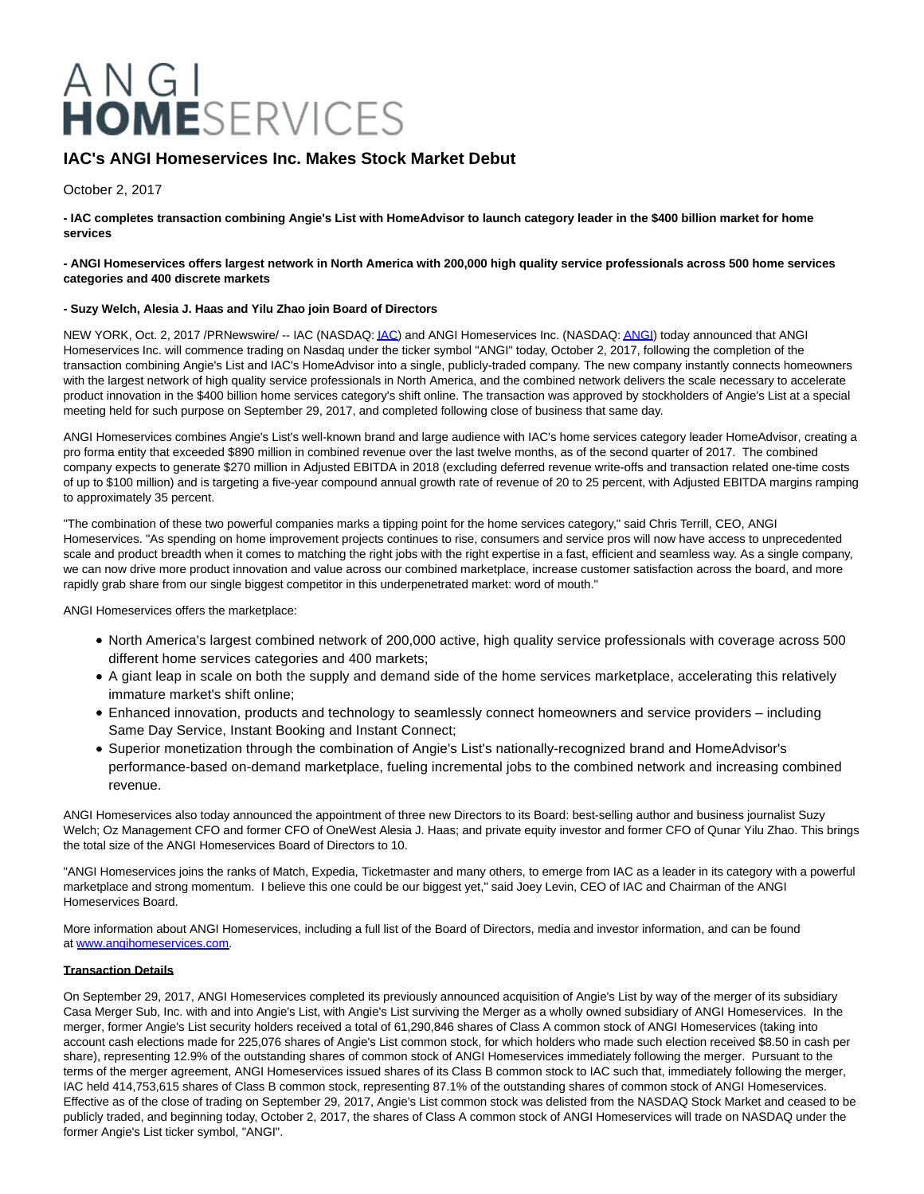ANGI HOMESERVICES

# IAC's ANGI Homeservices Inc. Makes Stock Market Debut

October 2, 2017

**- IAC completes transaction combining Angie's List with HomeAdvisor to launch category leader in the $400 billion market for home services**

**- ANGI Homeservices offers largest network in North America with 200,000 high quality service professionals across 500 home services categories and 400 discrete markets**

**- Suzy Welch, Alesia J. Haas and Yilu Zhao join Board of Directors**

NEW YORK, Oct. 2, 2017 /PRNewswire/ -- IAC (NASDAQ: IAC) and ANGI Homeservices Inc. (NASDAQ: ANGI) today announced that ANGI Homeservices Inc. will commence trading on Nasdaq under the ticker symbol "ANGI" today, October 2, 2017, following the completion of the transaction combining Angie's List and IAC's HomeAdvisor into a single, publicly-traded company. The new company instantly connects homeowners with the largest network of high quality service professionals in North America, and the combined network delivers the scale necessary to accelerate product innovation in the $400 billion home services category's shift online. The transaction was approved by stockholders of Angie's List at a special meeting held for such purpose on September 29, 2017, and completed following close of business that same day.

ANGI Homeservices combines Angie's List's well-known brand and large audience with IAC's home services category leader HomeAdvisor, creating a pro forma entity that exceeded $890 million in combined revenue over the last twelve months, as of the second quarter of 2017. The combined company expects to generate $270 million in Adjusted EBITDA in 2018 (excluding deferred revenue write-offs and transaction related one-time costs of up to $100 million) and is targeting a five-year compound annual growth rate of revenue of 20 to 25 percent, with Adjusted EBITDA margins ramping to approximately 35 percent.

"The combination of these two powerful companies marks a tipping point for the home services category," said Chris Terrill, CEO, ANGI Homeservices. "As spending on home improvement projects continues to rise, consumers and service pros will now have access to unprecedented scale and product breadth when it comes to matching the right jobs with the right expertise in a fast, efficient and seamless way. As a single company, we can now drive more product innovation and value across our combined marketplace, increase customer satisfaction across the board, and more rapidly grab share from our single biggest competitor in this underpenetrated market: word of mouth."

ANGI Homeservices offers the marketplace:

- North America's largest combined network of 200,000 active, high quality service professionals with coverage across 500 different home services categories and 400 markets;
- A giant leap in scale on both the supply and demand side of the home services marketplace, accelerating this relatively immature market's shift online;
- Enhanced innovation, products and technology to seamlessly connect homeowners and service providers – including Same Day Service, Instant Booking and Instant Connect;
- Superior monetization through the combination of Angie's List's nationally-recognized brand and HomeAdvisor's performance-based on-demand marketplace, fueling incremental jobs to the combined network and increasing combined revenue.

ANGI Homeservices also today announced the appointment of three new Directors to its Board: best-selling author and business journalist Suzy Welch; Oz Management CFO and former CFO of OneWest Alesia J. Haas; and private equity investor and former CFO of Qunar Yilu Zhao. This brings the total size of the ANGI Homeservices Board of Directors to 10.

"ANGI Homeservices joins the ranks of Match, Expedia, Ticketmaster and many others, to emerge from IAC as a leader in its category with a powerful marketplace and strong momentum. I believe this one could be our biggest yet," said Joey Levin, CEO of IAC and Chairman of the ANGI Homeservices Board.

More information about ANGI Homeservices, including a full list of the Board of Directors, media and investor information, and can be found at www.angihomeservices.com.

**Transaction Details**

On September 29, 2017, ANGI Homeservices completed its previously announced acquisition of Angie's List by way of the merger of its subsidiary Casa Merger Sub, Inc. with and into Angie's List, with Angie's List surviving the Merger as a wholly owned subsidiary of ANGI Homeservices. In the merger, former Angie's List security holders received a total of 61,290,846 shares of Class A common stock of ANGI Homeservices (taking into account cash elections made for 225,076 shares of Angie's List common stock, for which holders who made such election received $8.50 in cash per share), representing 12.9% of the outstanding shares of common stock of ANGI Homeservices immediately following the merger. Pursuant to the terms of the merger agreement, ANGI Homeservices issued shares of its Class B common stock to IAC such that, immediately following the merger, IAC held 414,753,615 shares of Class B common stock, representing 87.1% of the outstanding shares of common stock of ANGI Homeservices. Effective as of the close of trading on September 29, 2017, Angie's List common stock was delisted from the NASDAQ Stock Market and ceased to be publicly traded, and beginning today, October 2, 2017, the shares of Class A common stock of ANGI Homeservices will trade on NASDAQ under the former Angie's List ticker symbol, "ANGI".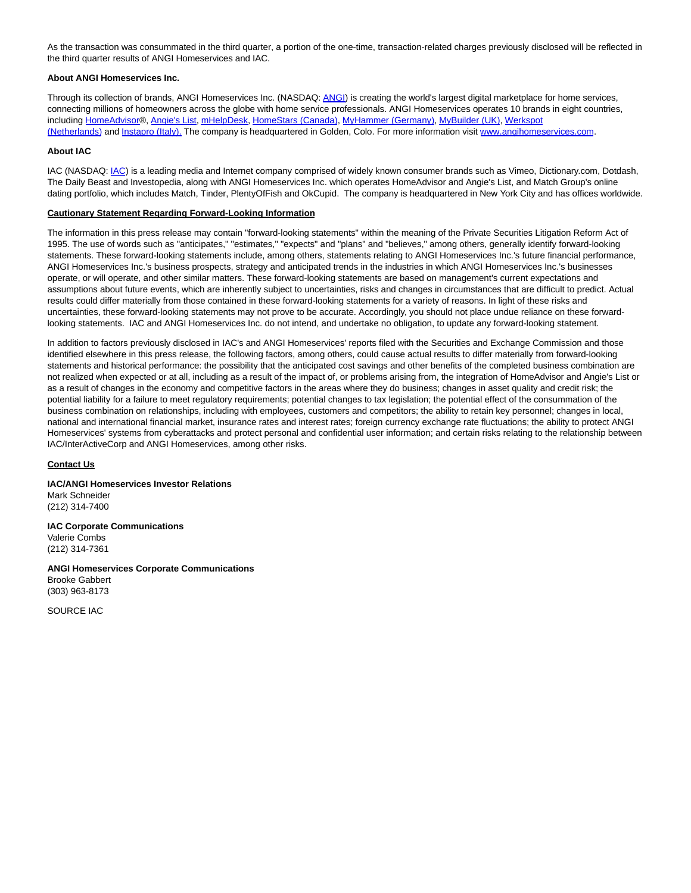As the transaction was consummated in the third quarter, a portion of the one-time, transaction-related charges previously disclosed will be reflected in the third quarter results of ANGI Homeservices and IAC.

**About ANGI Homeservices Inc.**

Through its collection of brands, ANGI Homeservices Inc. (NASDAQ: ANGI) is creating the world's largest digital marketplace for home services, connecting millions of homeowners across the globe with home service professionals. ANGI Homeservices operates 10 brands in eight countries, including HomeAdvisor®, Angie's List, mHelpDesk, HomeStars (Canada), MyHammer (Germany), MyBuilder (UK), Werkspot (Netherlands) and Instapro (Italy). The company is headquartered in Golden, Colo. For more information visit www.angihomeservices.com.

**About IAC**

IAC (NASDAQ: IAC) is a leading media and Internet company comprised of widely known consumer brands such as Vimeo, Dictionary.com, Dotdash, The Daily Beast and Investopedia, along with ANGI Homeservices Inc. which operates HomeAdvisor and Angie's List, and Match Group's online dating portfolio, which includes Match, Tinder, PlentyOfFish and OkCupid. The company is headquartered in New York City and has offices worldwide.

**Cautionary Statement Regarding Forward-Looking Information**

The information in this press release may contain "forward-looking statements" within the meaning of the Private Securities Litigation Reform Act of 1995. The use of words such as "anticipates," "estimates," "expects" and "plans" and "believes," among others, generally identify forward-looking statements. These forward-looking statements include, among others, statements relating to ANGI Homeservices Inc.'s future financial performance, ANGI Homeservices Inc.'s business prospects, strategy and anticipated trends in the industries in which ANGI Homeservices Inc.'s businesses operate, or will operate, and other similar matters. These forward-looking statements are based on management's current expectations and assumptions about future events, which are inherently subject to uncertainties, risks and changes in circumstances that are difficult to predict. Actual results could differ materially from those contained in these forward-looking statements for a variety of reasons. In light of these risks and uncertainties, these forward-looking statements may not prove to be accurate. Accordingly, you should not place undue reliance on these forward-looking statements. IAC and ANGI Homeservices Inc. do not intend, and undertake no obligation, to update any forward-looking statement.

In addition to factors previously disclosed in IAC's and ANGI Homeservices' reports filed with the Securities and Exchange Commission and those identified elsewhere in this press release, the following factors, among others, could cause actual results to differ materially from forward-looking statements and historical performance: the possibility that the anticipated cost savings and other benefits of the completed business combination are not realized when expected or at all, including as a result of the impact of, or problems arising from, the integration of HomeAdvisor and Angie's List or as a result of changes in the economy and competitive factors in the areas where they do business; changes in asset quality and credit risk; the potential liability for a failure to meet regulatory requirements; potential changes to tax legislation; the potential effect of the consummation of the business combination on relationships, including with employees, customers and competitors; the ability to retain key personnel; changes in local, national and international financial market, insurance rates and interest rates; foreign currency exchange rate fluctuations; the ability to protect ANGI Homeservices' systems from cyberattacks and protect personal and confidential user information; and certain risks relating to the relationship between IAC/InterActiveCorp and ANGI Homeservices, among other risks.

**Contact Us**

**IAC/ANGI Homeservices Investor Relations**
Mark Schneider
(212) 314-7400

**IAC Corporate Communications**
Valerie Combs
(212) 314-7361

**ANGI Homeservices Corporate Communications**
Brooke Gabbert
(303) 963-8173

SOURCE IAC